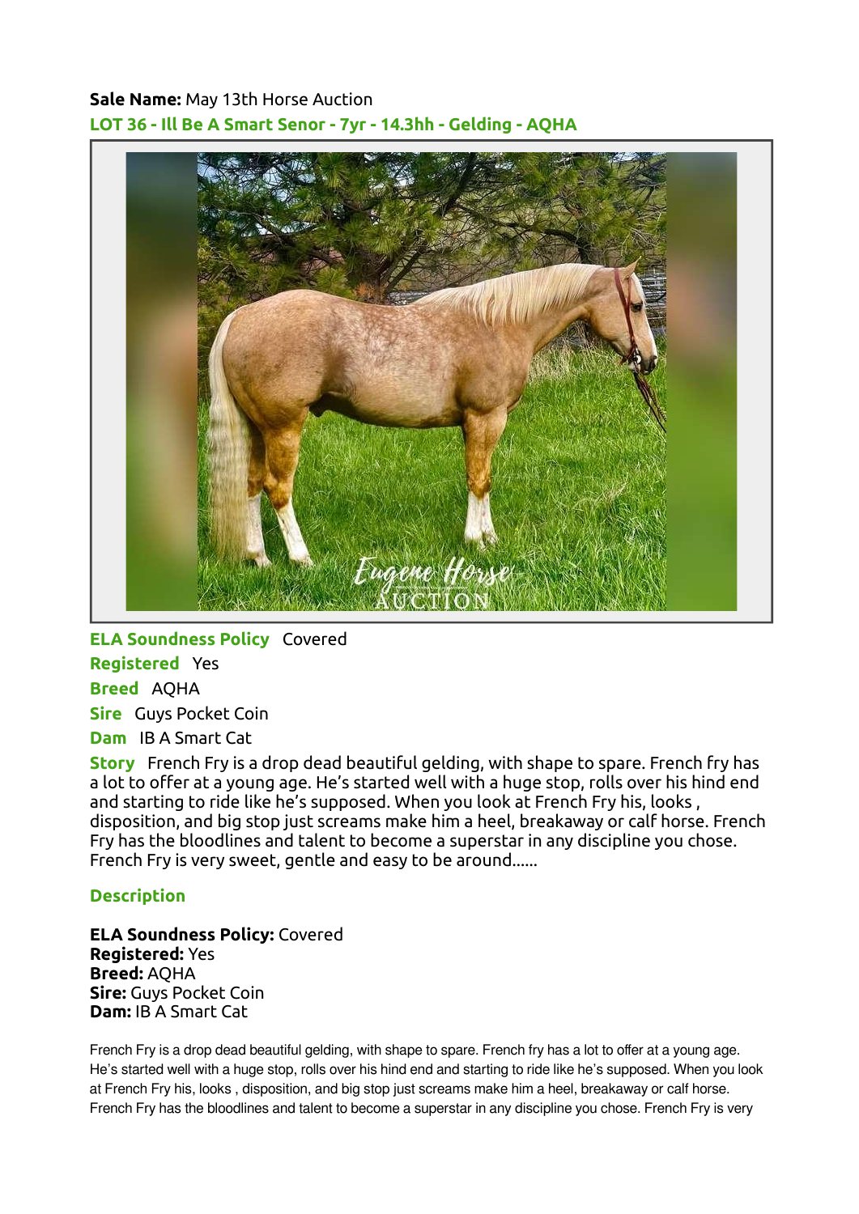**Sale Name:** May 13th Horse Auction

## LOT 36 - Ill Be A Smart Senor - 7yr - 14.3hh - Gelding - AQHA

**ELA Soundness Policy** Covered

**Registered** Yes

**Breed** AQHA

**Sire** Guys Pocket Coin

**Dam** IB A Smart Cat

**Story** French Fry is a drop dead beautiful gelding, with shape to spare. French fry has a lot to offer at a young age. He's started well with a huge stop, rolls over his hind end and starting to ride like he's supposed. When you look at French Fry his, looks , disposition, and big stop just screams make him a heel, breakaway or calf horse. French Fry has the bloodlines and talent to become a superstar in any discipline you chose. French Fry is very sweet, gentle and easy to be around......

### Description

**ELA Soundness Policy:** Covered
**Registered:** Yes
**Breed:** AQHA
**Sire:** Guys Pocket Coin
**Dam:** IB A Smart Cat

French Fry is a drop dead beautiful gelding, with shape to spare. French fry has a lot to offer at a young age. He's started well with a huge stop, rolls over his hind end and starting to ride like he's supposed. When you look at French Fry his, looks , disposition, and big stop just screams make him a heel, breakaway or calf horse. French Fry has the bloodlines and talent to become a superstar in any discipline you chose. French Fry is very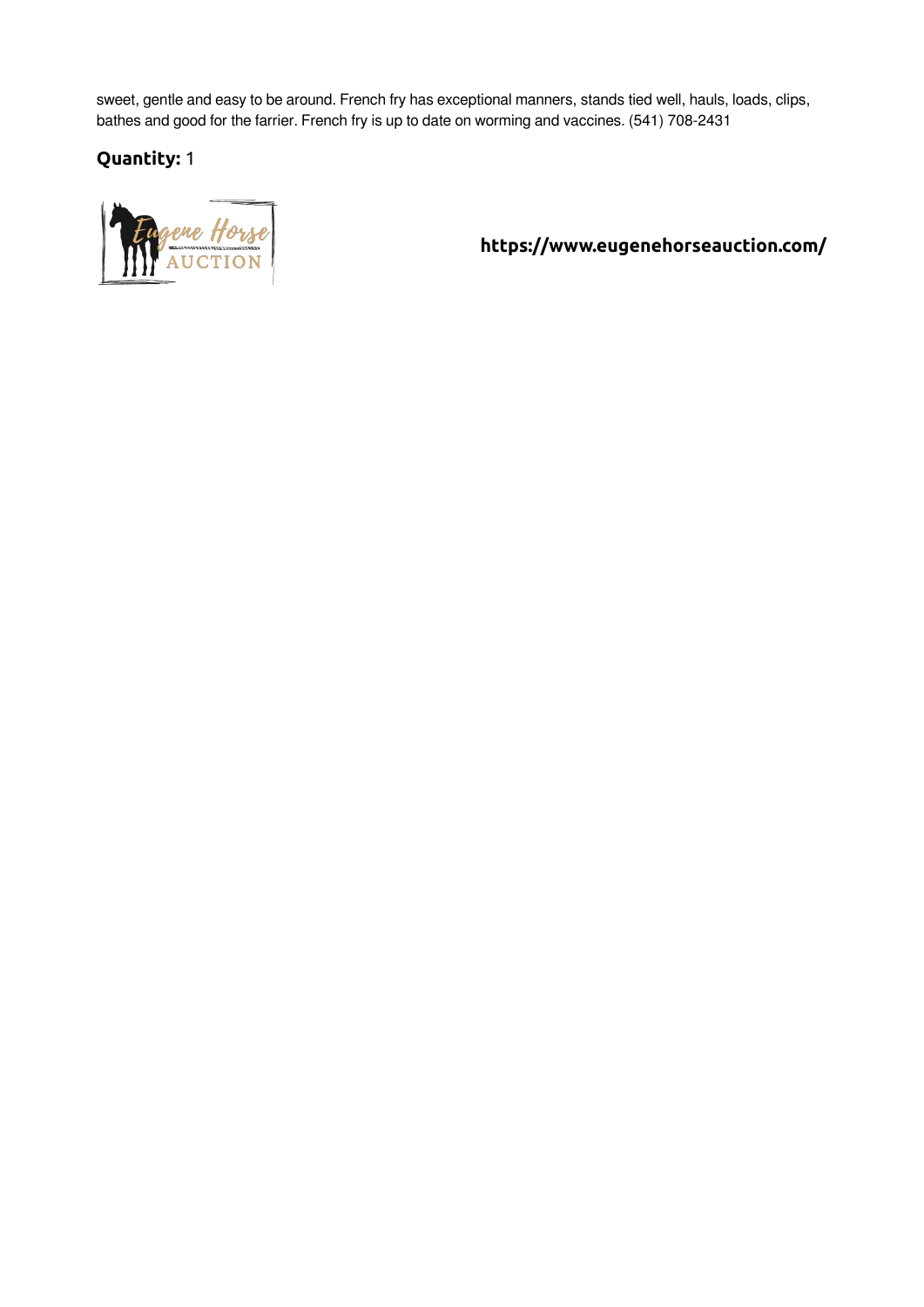sweet, gentle and easy to be around. French fry has exceptional manners, stands tied well, hauls, loads, clips, bathes and good for the farrier. French fry is up to date on worming and vaccines. (541) 708-2431

**Quantity:** 1

**https://www.eugenehorseauction.com/**